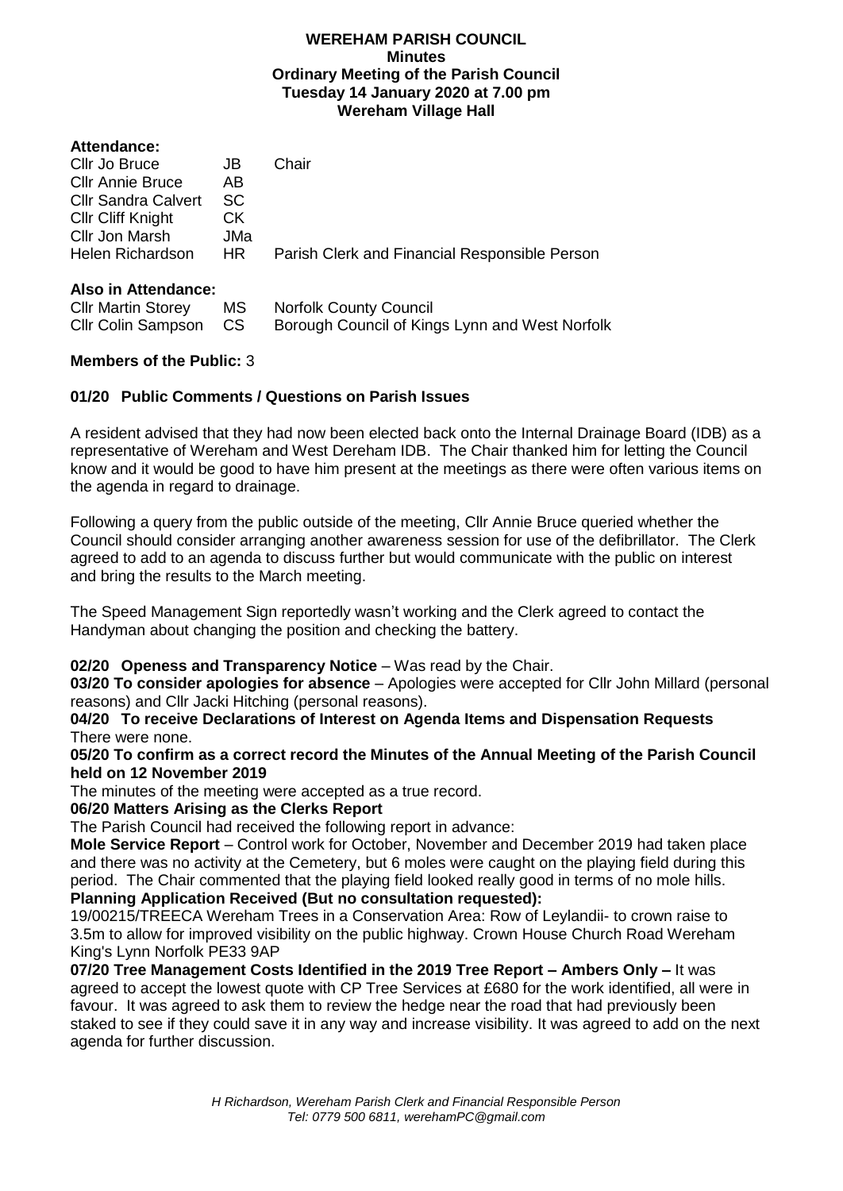# WEREHAM PARISH COUNCIL
## Minutes
## Ordinary Meeting of the Parish Council
## Tuesday 14 January 2020 at 7.00 pm
## Wereham Village Hall

**Attendance:**

| | | |
|---|---|---|
| Cllr Jo Bruce | JB | Chair |
| Cllr Annie Bruce | AB | |
| Cllr Sandra Calvert | SC | |
| Cllr Cliff Knight | CK | |
| Cllr Jon Marsh | JMa | |
| Helen Richardson | HR | Parish Clerk and Financial Responsible Person |

**Also in Attendance:**

| | | |
|---|---|---|
| Cllr Martin Storey | MS | Norfolk County Council |
| Cllr Colin Sampson | CS | Borough Council of Kings Lynn and West Norfolk |

**Members of the Public:** 3

**01/20 Public Comments / Questions on Parish Issues**

A resident advised that they had now been elected back onto the Internal Drainage Board (IDB) as a representative of Wereham and West Dereham IDB. The Chair thanked him for letting the Council know and it would be good to have him present at the meetings as there were often various items on the agenda in regard to drainage.

Following a query from the public outside of the meeting, Cllr Annie Bruce queried whether the Council should consider arranging another awareness session for use of the defibrillator. The Clerk agreed to add to an agenda to discuss further but would communicate with the public on interest and bring the results to the March meeting.

The Speed Management Sign reportedly wasn't working and the Clerk agreed to contact the Handyman about changing the position and checking the battery.

**02/20 Openess and Transparency Notice** – Was read by the Chair.

**03/20 To consider apologies for absence** – Apologies were accepted for Cllr John Millard (personal reasons) and Cllr Jacki Hitching (personal reasons).

**04/20 To receive Declarations of Interest on Agenda Items and Dispensation Requests**
There were none.

**05/20 To confirm as a correct record the Minutes of the Annual Meeting of the Parish Council held on 12 November 2019**
The minutes of the meeting were accepted as a true record.

**06/20 Matters Arising as the Clerks Report**
The Parish Council had received the following report in advance:
**Mole Service Report** – Control work for October, November and December 2019 had taken place and there was no activity at the Cemetery, but 6 moles were caught on the playing field during this period. The Chair commented that the playing field looked really good in terms of no mole hills.
**Planning Application Received (But no consultation requested):**
19/00215/TREECA Wereham Trees in a Conservation Area: Row of Leylandii- to crown raise to 3.5m to allow for improved visibility on the public highway. Crown House Church Road Wereham King's Lynn Norfolk PE33 9AP

**07/20 Tree Management Costs Identified in the 2019 Tree Report – Ambers Only –** It was agreed to accept the lowest quote with CP Tree Services at £680 for the work identified, all were in favour. It was agreed to ask them to review the hedge near the road that had previously been staked to see if they could save it in any way and increase visibility. It was agreed to add on the next agenda for further discussion.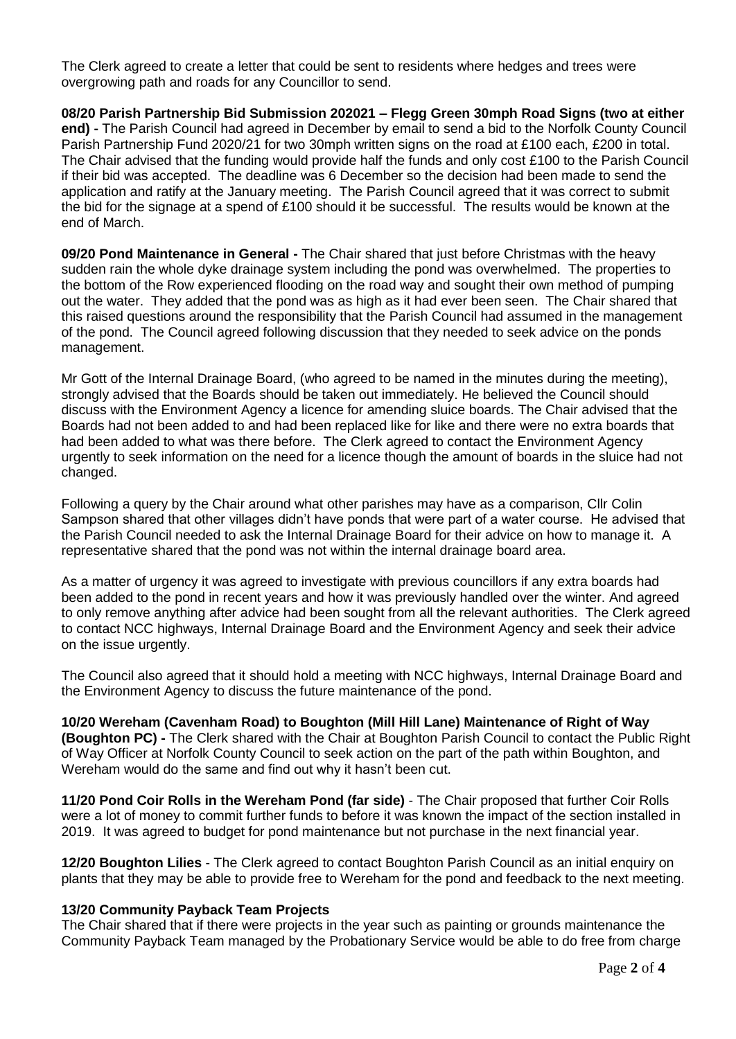The Clerk agreed to create a letter that could be sent to residents where hedges and trees were overgrowing path and roads for any Councillor to send.

**08/20 Parish Partnership Bid Submission 202021 – Flegg Green 30mph Road Signs (two at either end) -** The Parish Council had agreed in December by email to send a bid to the Norfolk County Council Parish Partnership Fund 2020/21 for two 30mph written signs on the road at £100 each, £200 in total. The Chair advised that the funding would provide half the funds and only cost £100 to the Parish Council if their bid was accepted. The deadline was 6 December so the decision had been made to send the application and ratify at the January meeting. The Parish Council agreed that it was correct to submit the bid for the signage at a spend of £100 should it be successful. The results would be known at the end of March.

**09/20 Pond Maintenance in General -** The Chair shared that just before Christmas with the heavy sudden rain the whole dyke drainage system including the pond was overwhelmed. The properties to the bottom of the Row experienced flooding on the road way and sought their own method of pumping out the water. They added that the pond was as high as it had ever been seen. The Chair shared that this raised questions around the responsibility that the Parish Council had assumed in the management of the pond. The Council agreed following discussion that they needed to seek advice on the ponds management.

Mr Gott of the Internal Drainage Board, (who agreed to be named in the minutes during the meeting), strongly advised that the Boards should be taken out immediately. He believed the Council should discuss with the Environment Agency a licence for amending sluice boards. The Chair advised that the Boards had not been added to and had been replaced like for like and there were no extra boards that had been added to what was there before. The Clerk agreed to contact the Environment Agency urgently to seek information on the need for a licence though the amount of boards in the sluice had not changed.

Following a query by the Chair around what other parishes may have as a comparison, Cllr Colin Sampson shared that other villages didn't have ponds that were part of a water course. He advised that the Parish Council needed to ask the Internal Drainage Board for their advice on how to manage it. A representative shared that the pond was not within the internal drainage board area.

As a matter of urgency it was agreed to investigate with previous councillors if any extra boards had been added to the pond in recent years and how it was previously handled over the winter. And agreed to only remove anything after advice had been sought from all the relevant authorities. The Clerk agreed to contact NCC highways, Internal Drainage Board and the Environment Agency and seek their advice on the issue urgently.

The Council also agreed that it should hold a meeting with NCC highways, Internal Drainage Board and the Environment Agency to discuss the future maintenance of the pond.

**10/20 Wereham (Cavenham Road) to Boughton (Mill Hill Lane) Maintenance of Right of Way (Boughton PC) -** The Clerk shared with the Chair at Boughton Parish Council to contact the Public Right of Way Officer at Norfolk County Council to seek action on the part of the path within Boughton, and Wereham would do the same and find out why it hasn't been cut.

**11/20 Pond Coir Rolls in the Wereham Pond (far side)** - The Chair proposed that further Coir Rolls were a lot of money to commit further funds to before it was known the impact of the section installed in 2019. It was agreed to budget for pond maintenance but not purchase in the next financial year.

**12/20 Boughton Lilies** - The Clerk agreed to contact Boughton Parish Council as an initial enquiry on plants that they may be able to provide free to Wereham for the pond and feedback to the next meeting.

**13/20 Community Payback Team Projects**

The Chair shared that if there were projects in the year such as painting or grounds maintenance the Community Payback Team managed by the Probationary Service would be able to do free from charge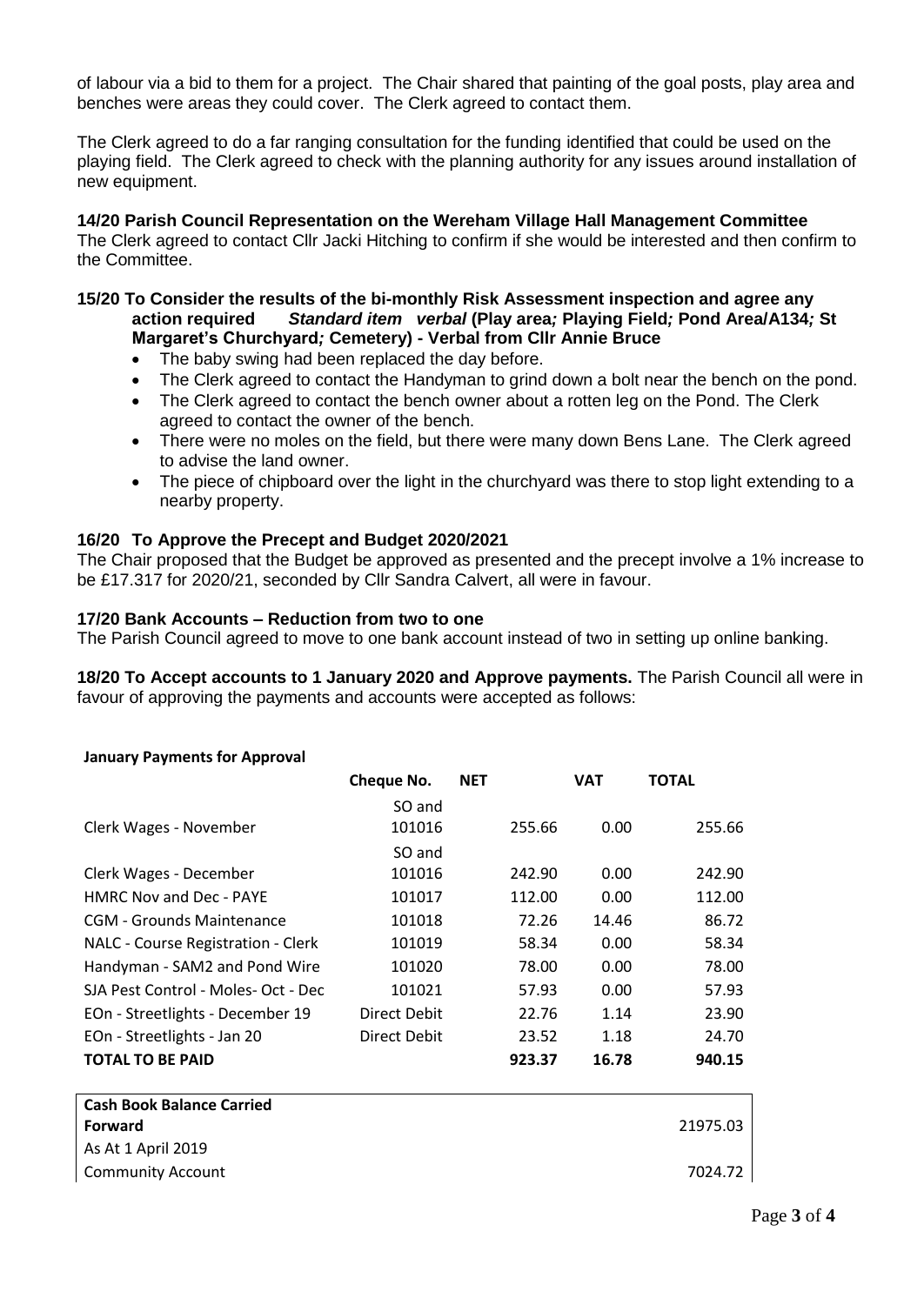of labour via a bid to them for a project. The Chair shared that painting of the goal posts, play area and benches were areas they could cover. The Clerk agreed to contact them.

The Clerk agreed to do a far ranging consultation for the funding identified that could be used on the playing field. The Clerk agreed to check with the planning authority for any issues around installation of new equipment.

**14/20 Parish Council Representation on the Wereham Village Hall Management Committee**
The Clerk agreed to contact Cllr Jacki Hitching to confirm if she would be interested and then confirm to the Committee.

**15/20 To Consider the results of the bi-monthly Risk Assessment inspection and agree any action required** ***Standard item verbal*** **(Play area*;* Playing Field*;* Pond Area/A134*;* St Margaret's Churchyard*;* Cemetery) - Verbal from Cllr Annie Bruce**

- The baby swing had been replaced the day before.
- The Clerk agreed to contact the Handyman to grind down a bolt near the bench on the pond.
- The Clerk agreed to contact the bench owner about a rotten leg on the Pond. The Clerk agreed to contact the owner of the bench.
- There were no moles on the field, but there were many down Bens Lane. The Clerk agreed to advise the land owner.
- The piece of chipboard over the light in the churchyard was there to stop light extending to a nearby property.

**16/20 To Approve the Precept and Budget 2020/2021**
The Chair proposed that the Budget be approved as presented and the precept involve a 1% increase to be £17.317 for 2020/21, seconded by Cllr Sandra Calvert, all were in favour.

**17/20 Bank Accounts – Reduction from two to one**
The Parish Council agreed to move to one bank account instead of two in setting up online banking.

**18/20 To Accept accounts to 1 January 2020 and Approve payments.** The Parish Council all were in favour of approving the payments and accounts were accepted as follows:

**January Payments for Approval**

| | Cheque No. | NET | VAT | TOTAL |
|---|---|---|---|---|
| Clerk Wages - November | SO and 101016 | 255.66 | 0.00 | 255.66 |
| Clerk Wages - December | SO and 101016 | 242.90 | 0.00 | 242.90 |
| HMRC Nov and Dec - PAYE | 101017 | 112.00 | 0.00 | 112.00 |
| CGM - Grounds Maintenance | 101018 | 72.26 | 14.46 | 86.72 |
| NALC - Course Registration - Clerk | 101019 | 58.34 | 0.00 | 58.34 |
| Handyman - SAM2 and Pond Wire | 101020 | 78.00 | 0.00 | 78.00 |
| SJA Pest Control - Moles- Oct - Dec | 101021 | 57.93 | 0.00 | 57.93 |
| EOn - Streetlights - December 19 | Direct Debit | 22.76 | 1.14 | 23.90 |
| EOn - Streetlights - Jan 20 | Direct Debit | 23.52 | 1.18 | 24.70 |
| **TOTAL TO BE PAID** | | **923.37** | **16.78** | **940.15** |

| **Cash Book Balance Carried Forward** | 21975.03 |
|---|---|
| As At 1 April 2019 | |
| Community Account | 7024.72 |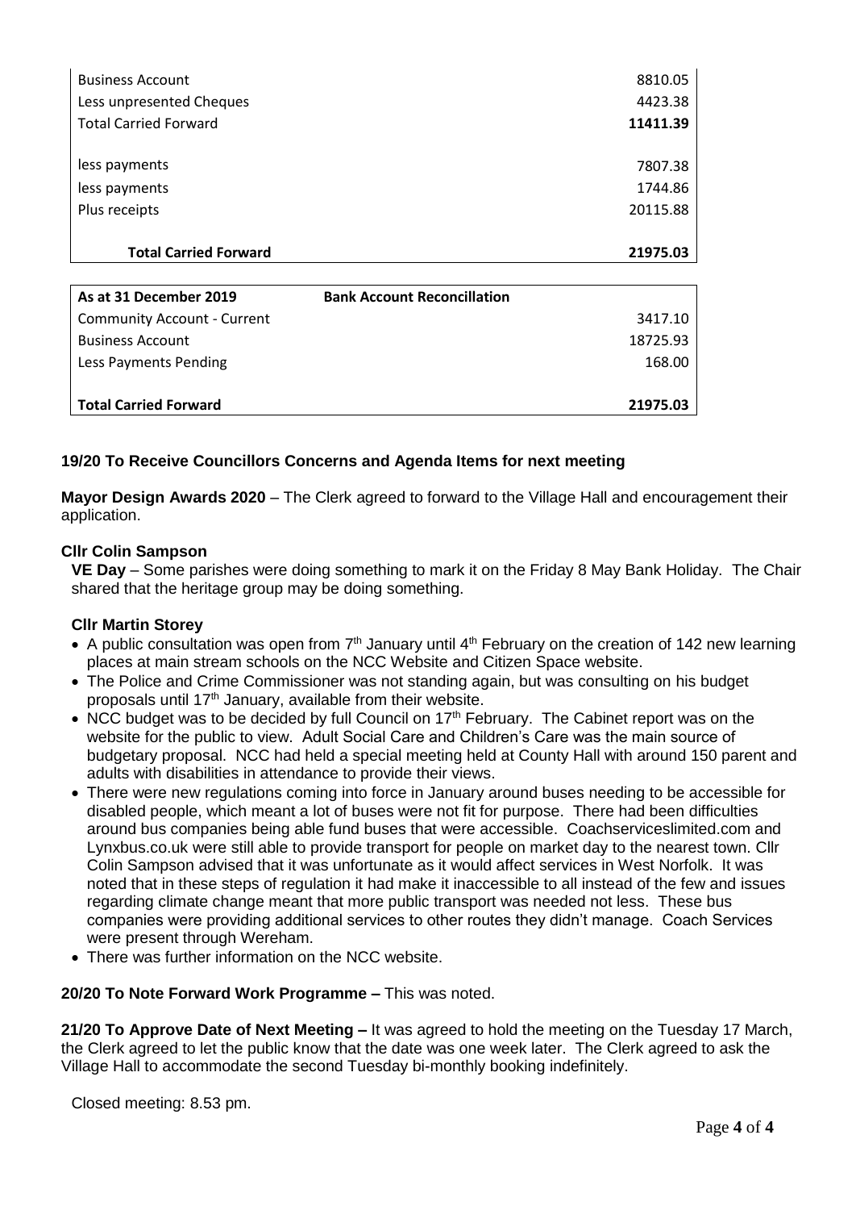| | |
|---|---|
| Business Account | 8810.05 |
| Less unpresented Cheques | 4423.38 |
| Total Carried Forward | **11411.39** |
| | |
| less payments | 7807.38 |
| less payments | 1744.86 |
| Plus receipts | 20115.88 |
| | |
| **Total Carried Forward** | **21975.03** |

| **As at 31 December 2019** | **Bank Account Reconciliation** | |
|---|---|---|
| Community Account - Current | | 3417.10 |
| Business Account | | 18725.93 |
| Less Payments Pending | | 168.00 |
| | | |
| **Total Carried Forward** | | **21975.03** |

**19/20 To Receive Councillors Concerns and Agenda Items for next meeting**

**Mayor Design Awards 2020** – The Clerk agreed to forward to the Village Hall and encouragement their application.

**Cllr Colin Sampson**

**VE Day** – Some parishes were doing something to mark it on the Friday 8 May Bank Holiday. The Chair shared that the heritage group may be doing something.

**Cllr Martin Storey**

- A public consultation was open from 7th January until 4th February on the creation of 142 new learning places at main stream schools on the NCC Website and Citizen Space website.
- The Police and Crime Commissioner was not standing again, but was consulting on his budget proposals until 17th January, available from their website.
- NCC budget was to be decided by full Council on 17th February. The Cabinet report was on the website for the public to view. Adult Social Care and Children's Care was the main source of budgetary proposal. NCC had held a special meeting held at County Hall with around 150 parent and adults with disabilities in attendance to provide their views.
- There were new regulations coming into force in January around buses needing to be accessible for disabled people, which meant a lot of buses were not fit for purpose. There had been difficulties around bus companies being able fund buses that were accessible. Coachserviceslimited.com and Lynxbus.co.uk were still able to provide transport for people on market day to the nearest town. Cllr Colin Sampson advised that it was unfortunate as it would affect services in West Norfolk. It was noted that in these steps of regulation it had make it inaccessible to all instead of the few and issues regarding climate change meant that more public transport was needed not less. These bus companies were providing additional services to other routes they didn't manage. Coach Services were present through Wereham.
- There was further information on the NCC website.

**20/20 To Note Forward Work Programme –** This was noted.

**21/20 To Approve Date of Next Meeting –** It was agreed to hold the meeting on the Tuesday 17 March, the Clerk agreed to let the public know that the date was one week later. The Clerk agreed to ask the Village Hall to accommodate the second Tuesday bi-monthly booking indefinitely.

Closed meeting: 8.53 pm.